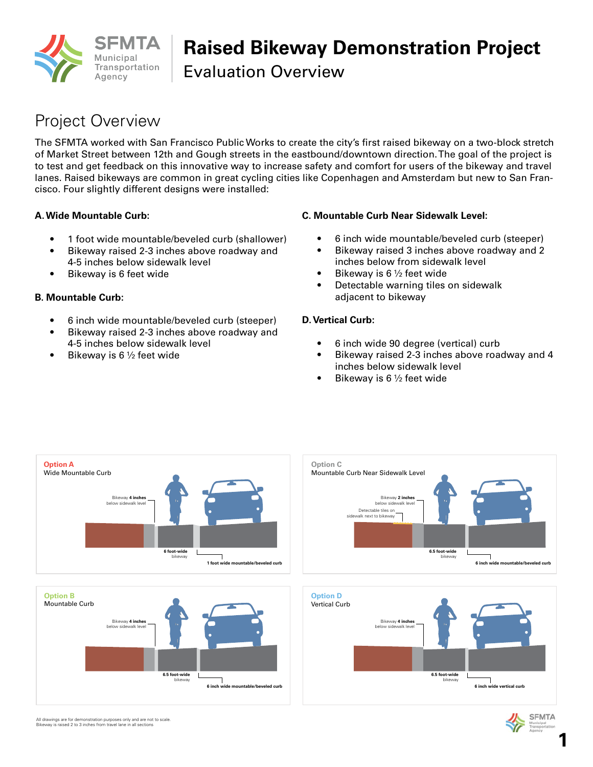# Raised Bikeway Demonstration Project

## Evaluation Overview

## Project Overview

The SFMTA worked with San Francisco Public Works to create the city's first raised bikeway on a two-block stretch of Market Street between 12th and Gough streets in the eastbound/downtown direction. The goal of the project is to test and get feedback on this innovative way to increase safety and comfort for users of the bikeway and travel lanes. Raised bikeways are common in great cycling cities like Copenhagen and Amsterdam but new to San Francisco. Four slightly different designs were installed:

### A. Wide Mountable Curb:

- 1 foot wide mountable/beveled curb (shallower)
- Bikeway raised 2-3 inches above roadway and 4-5 inches below sidewalk level
- Bikeway is 6 feet wide

### B. Mountable Curb:

- 6 inch wide mountable/beveled curb (steeper)
- Bikeway raised 2-3 inches above roadway and 4-5 inches below sidewalk level
- Bikeway is 6 ½ feet wide

### C. Mountable Curb Near Sidewalk Level:

- 6 inch wide mountable/beveled curb (steeper)
- Bikeway raised 3 inches above roadway and 2 inches below from sidewalk level
- Bikeway is 6 ½ feet wide
- Detectable warning tiles on sidewalk adjacent to bikeway

### D. Vertical Curb:

- 6 inch wide 90 degree (vertical) curb
- Bikeway raised 2-3 inches above roadway and 4 inches below sidewalk level
- Bikeway is 6 ½ feet wide

**Option A**
Wide Mountable Curb

Bikeway **4 inches** below sidewalk level
**6 foot-wide** bikeway
**1 foot wide mountable/beveled curb**

**Option B**
Mountable Curb

Bikeway **4 inches** below sidewalk level
**6.5 foot-wide** bikeway
**6 inch wide mountable/beveled curb**

**Option C**
Mountable Curb Near Sidewalk Level

Bikeway **2 inches** below sidewalk level
Detectable tiles on sidewalk next to bikeway
**6.5 foot-wide** bikeway
**6 inch wide mountable/beveled curb**

**Option D**
Vertical Curb

Bikeway **4 inches** below sidewalk level
**6.5 foot-wide** bikeway
**6 inch wide vertical curb**

All drawings are for demonstration purposes only and are not to scale.
Bikeway is raised 2 to 3 inches from travel lane in all sections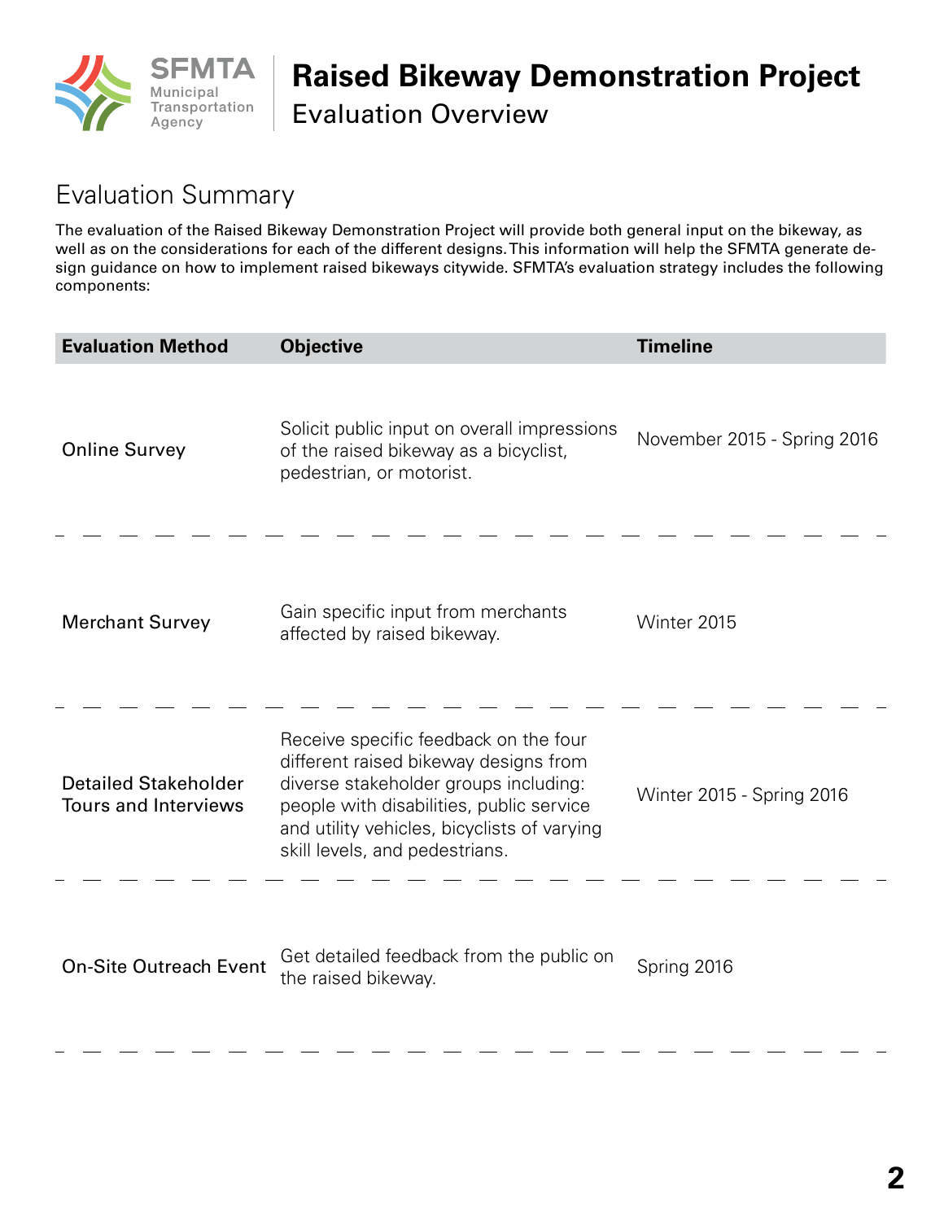# Raised Bikeway Demonstration Project

## Evaluation Overview

## Evaluation Summary

The evaluation of the Raised Bikeway Demonstration Project will provide both general input on the bikeway, as well as on the considerations for each of the different designs. This information will help the SFMTA generate design guidance on how to implement raised bikeways citywide. SFMTA's evaluation strategy includes the following components:

| Evaluation Method | Objective | Timeline |
| --- | --- | --- |
| Online Survey | Solicit public input on overall impressions of the raised bikeway as a bicyclist, pedestrian, or motorist. | November 2015 - Spring 2016 |
| Merchant Survey | Gain specific input from merchants affected by raised bikeway. | Winter 2015 |
| Detailed Stakeholder Tours and Interviews | Receive specific feedback on the four different raised bikeway designs from diverse stakeholder groups including: people with disabilities, public service and utility vehicles, bicyclists of varying skill levels, and pedestrians. | Winter 2015 - Spring 2016 |
| On-Site Outreach Event | Get detailed feedback from the public on the raised bikeway. | Spring 2016 |